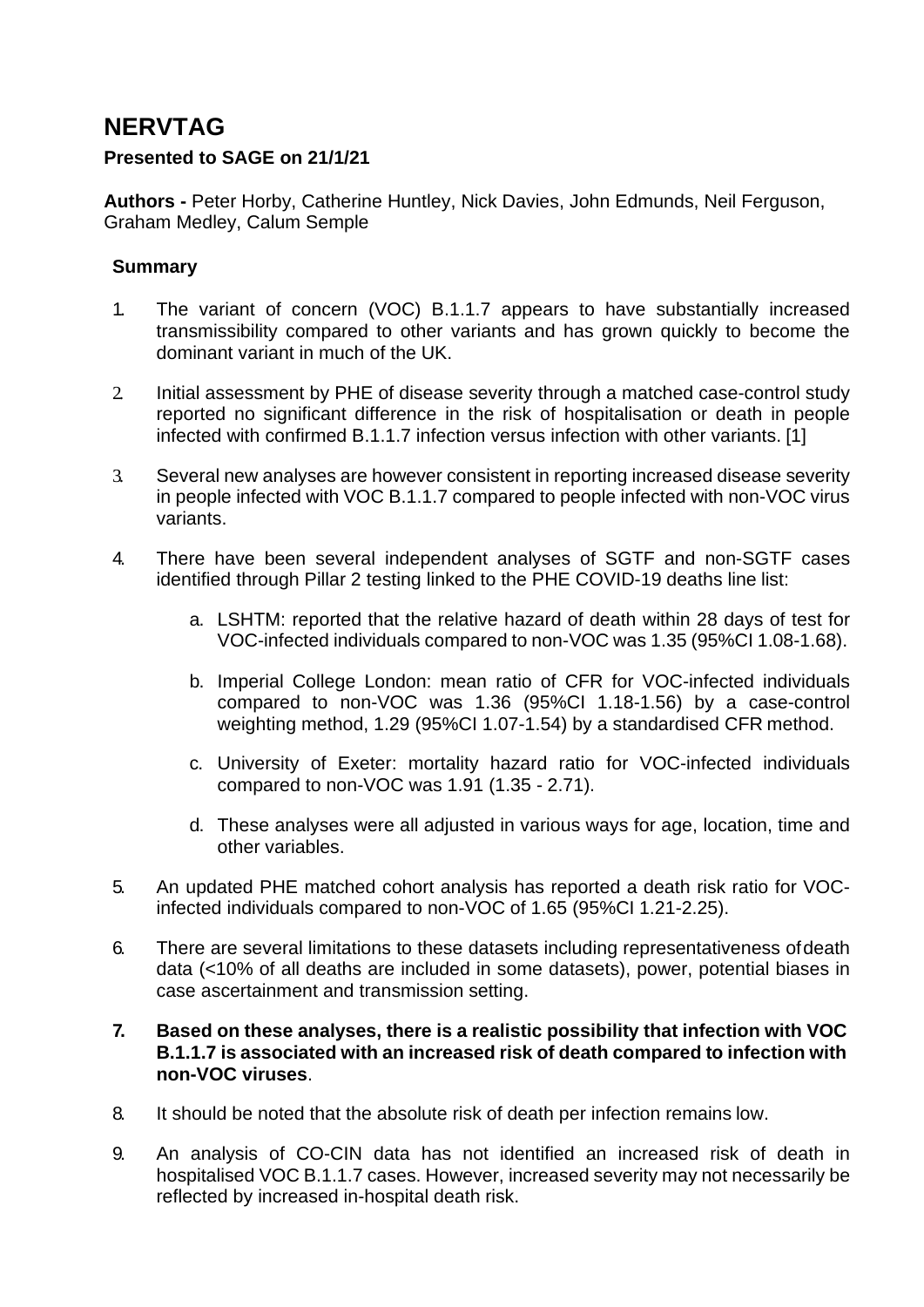# NERVTAG

**Presented to SAGE on 21/1/21**

**Authors -** Peter Horby, Catherine Huntley, Nick Davies, John Edmunds, Neil Ferguson, Graham Medley, Calum Semple

## Summary

1. The variant of concern (VOC) B.1.1.7 appears to have substantially increased transmissibility compared to other variants and has grown quickly to become the dominant variant in much of the UK.

2. Initial assessment by PHE of disease severity through a matched case-control study reported no significant difference in the risk of hospitalisation or death in people infected with confirmed B.1.1.7 infection versus infection with other variants. [1]

3. Several new analyses are however consistent in reporting increased disease severity in people infected with VOC B.1.1.7 compared to people infected with non-VOC virus variants.

4. There have been several independent analyses of SGTF and non-SGTF cases identified through Pillar 2 testing linked to the PHE COVID-19 deaths line list:

    a. LSHTM: reported that the relative hazard of death within 28 days of test for VOC-infected individuals compared to non-VOC was 1.35 (95%CI 1.08-1.68).

    b. Imperial College London: mean ratio of CFR for VOC-infected individuals compared to non-VOC was 1.36 (95%CI 1.18-1.56) by a case-control weighting method, 1.29 (95%CI 1.07-1.54) by a standardised CFR method.

    c. University of Exeter: mortality hazard ratio for VOC-infected individuals compared to non-VOC was 1.91 (1.35 - 2.71).

    d. These analyses were all adjusted in various ways for age, location, time and other variables.

5. An updated PHE matched cohort analysis has reported a death risk ratio for VOC-infected individuals compared to non-VOC of 1.65 (95%CI 1.21-2.25).

6. There are several limitations to these datasets including representativeness of death data (<10% of all deaths are included in some datasets), power, potential biases in case ascertainment and transmission setting.

7. **Based on these analyses, there is a realistic possibility that infection with VOC B.1.1.7 is associated with an increased risk of death compared to infection with non-VOC viruses**.

8. It should be noted that the absolute risk of death per infection remains low.

9. An analysis of CO-CIN data has not identified an increased risk of death in hospitalised VOC B.1.1.7 cases. However, increased severity may not necessarily be reflected by increased in-hospital death risk.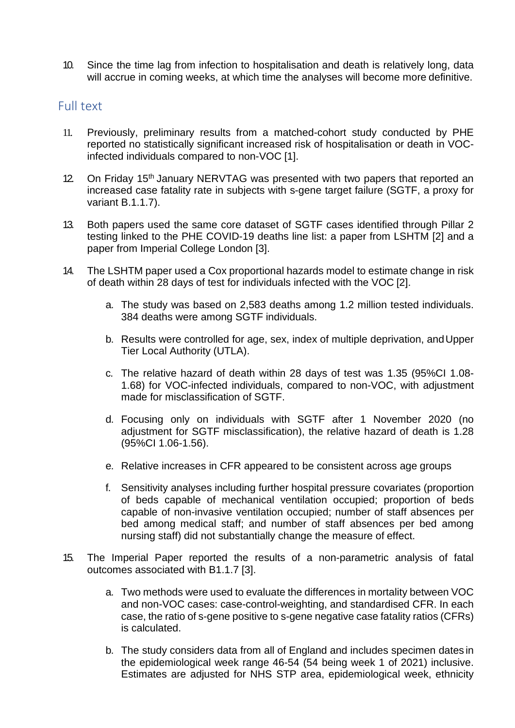10. Since the time lag from infection to hospitalisation and death is relatively long, data will accrue in coming weeks, at which time the analyses will become more definitive.

## Full text

11. Previously, preliminary results from a matched-cohort study conducted by PHE reported no statistically significant increased risk of hospitalisation or death in VOC-infected individuals compared to non-VOC [1].

12. On Friday 15th January NERVTAG was presented with two papers that reported an increased case fatality rate in subjects with s-gene target failure (SGTF, a proxy for variant B.1.1.7).

13. Both papers used the same core dataset of SGTF cases identified through Pillar 2 testing linked to the PHE COVID-19 deaths line list: a paper from LSHTM [2] and a paper from Imperial College London [3].

14. The LSHTM paper used a Cox proportional hazards model to estimate change in risk of death within 28 days of test for individuals infected with the VOC [2].

    a. The study was based on 2,583 deaths among 1.2 million tested individuals. 384 deaths were among SGTF individuals.

    b. Results were controlled for age, sex, index of multiple deprivation, and Upper Tier Local Authority (UTLA).

    c. The relative hazard of death within 28 days of test was 1.35 (95%CI 1.08-1.68) for VOC-infected individuals, compared to non-VOC, with adjustment made for misclassification of SGTF.

    d. Focusing only on individuals with SGTF after 1 November 2020 (no adjustment for SGTF misclassification), the relative hazard of death is 1.28 (95%CI 1.06-1.56).

    e. Relative increases in CFR appeared to be consistent across age groups

    f. Sensitivity analyses including further hospital pressure covariates (proportion of beds capable of mechanical ventilation occupied; proportion of beds capable of non-invasive ventilation occupied; number of staff absences per bed among medical staff; and number of staff absences per bed among nursing staff) did not substantially change the measure of effect.

15. The Imperial Paper reported the results of a non-parametric analysis of fatal outcomes associated with B1.1.7 [3].

    a. Two methods were used to evaluate the differences in mortality between VOC and non-VOC cases: case-control-weighting, and standardised CFR. In each case, the ratio of s-gene positive to s-gene negative case fatality ratios (CFRs) is calculated.

    b. The study considers data from all of England and includes specimen dates in the epidemiological week range 46-54 (54 being week 1 of 2021) inclusive. Estimates are adjusted for NHS STP area, epidemiological week, ethnicity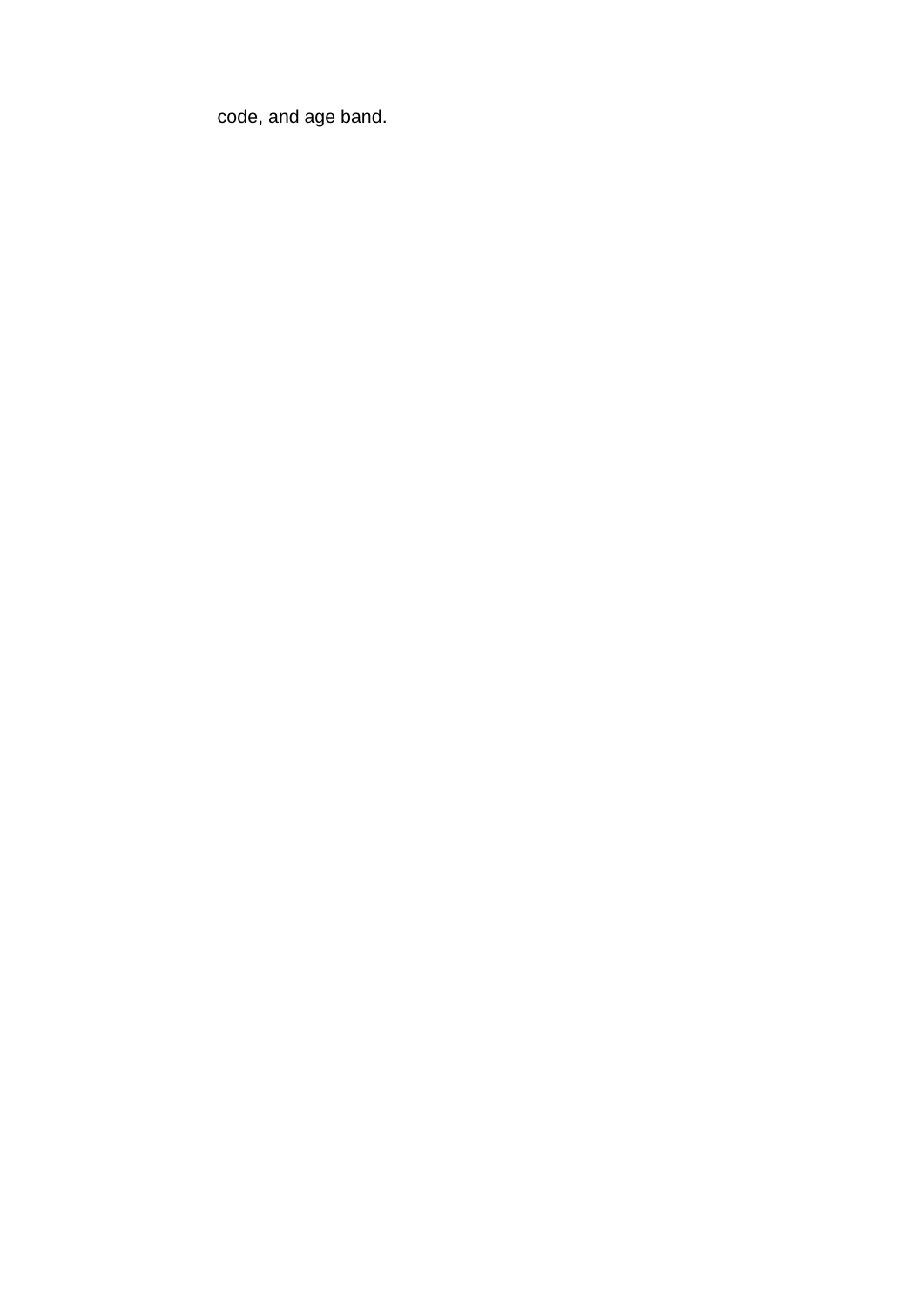code, and age band.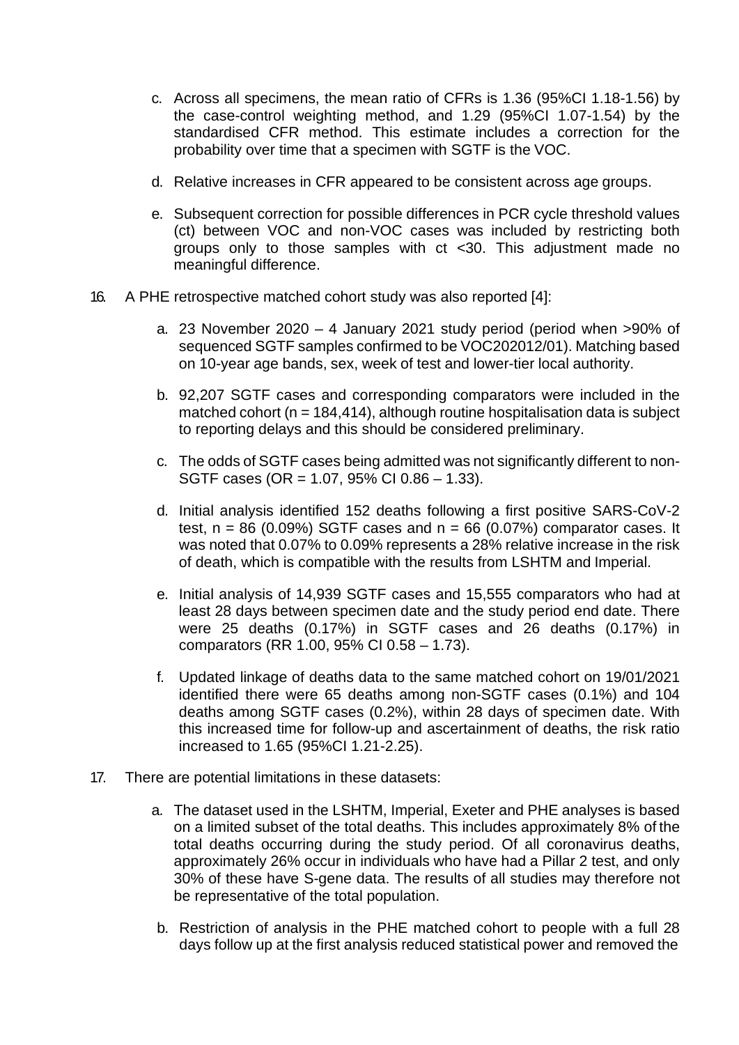c. Across all specimens, the mean ratio of CFRs is 1.36 (95%CI 1.18-1.56) by the case-control weighting method, and 1.29 (95%CI 1.07-1.54) by the standardised CFR method. This estimate includes a correction for the probability over time that a specimen with SGTF is the VOC.

d. Relative increases in CFR appeared to be consistent across age groups.

e. Subsequent correction for possible differences in PCR cycle threshold values (ct) between VOC and non-VOC cases was included by restricting both groups only to those samples with ct <30. This adjustment made no meaningful difference.

16. A PHE retrospective matched cohort study was also reported [4]:

    a. 23 November 2020 – 4 January 2021 study period (period when >90% of sequenced SGTF samples confirmed to be VOC202012/01). Matching based on 10-year age bands, sex, week of test and lower-tier local authority.

    b. 92,207 SGTF cases and corresponding comparators were included in the matched cohort (n = 184,414), although routine hospitalisation data is subject to reporting delays and this should be considered preliminary.

    c. The odds of SGTF cases being admitted was not significantly different to non-SGTF cases (OR = 1.07, 95% CI 0.86 – 1.33).

    d. Initial analysis identified 152 deaths following a first positive SARS-CoV-2 test, n = 86 (0.09%) SGTF cases and n = 66 (0.07%) comparator cases. It was noted that 0.07% to 0.09% represents a 28% relative increase in the risk of death, which is compatible with the results from LSHTM and Imperial.

    e. Initial analysis of 14,939 SGTF cases and 15,555 comparators who had at least 28 days between specimen date and the study period end date. There were 25 deaths (0.17%) in SGTF cases and 26 deaths (0.17%) in comparators (RR 1.00, 95% CI 0.58 – 1.73).

    f. Updated linkage of deaths data to the same matched cohort on 19/01/2021 identified there were 65 deaths among non-SGTF cases (0.1%) and 104 deaths among SGTF cases (0.2%), within 28 days of specimen date. With this increased time for follow-up and ascertainment of deaths, the risk ratio increased to 1.65 (95%CI 1.21-2.25).

17. There are potential limitations in these datasets:

    a. The dataset used in the LSHTM, Imperial, Exeter and PHE analyses is based on a limited subset of the total deaths. This includes approximately 8% of the total deaths occurring during the study period. Of all coronavirus deaths, approximately 26% occur in individuals who have had a Pillar 2 test, and only 30% of these have S-gene data. The results of all studies may therefore not be representative of the total population.

    b. Restriction of analysis in the PHE matched cohort to people with a full 28 days follow up at the first analysis reduced statistical power and removed the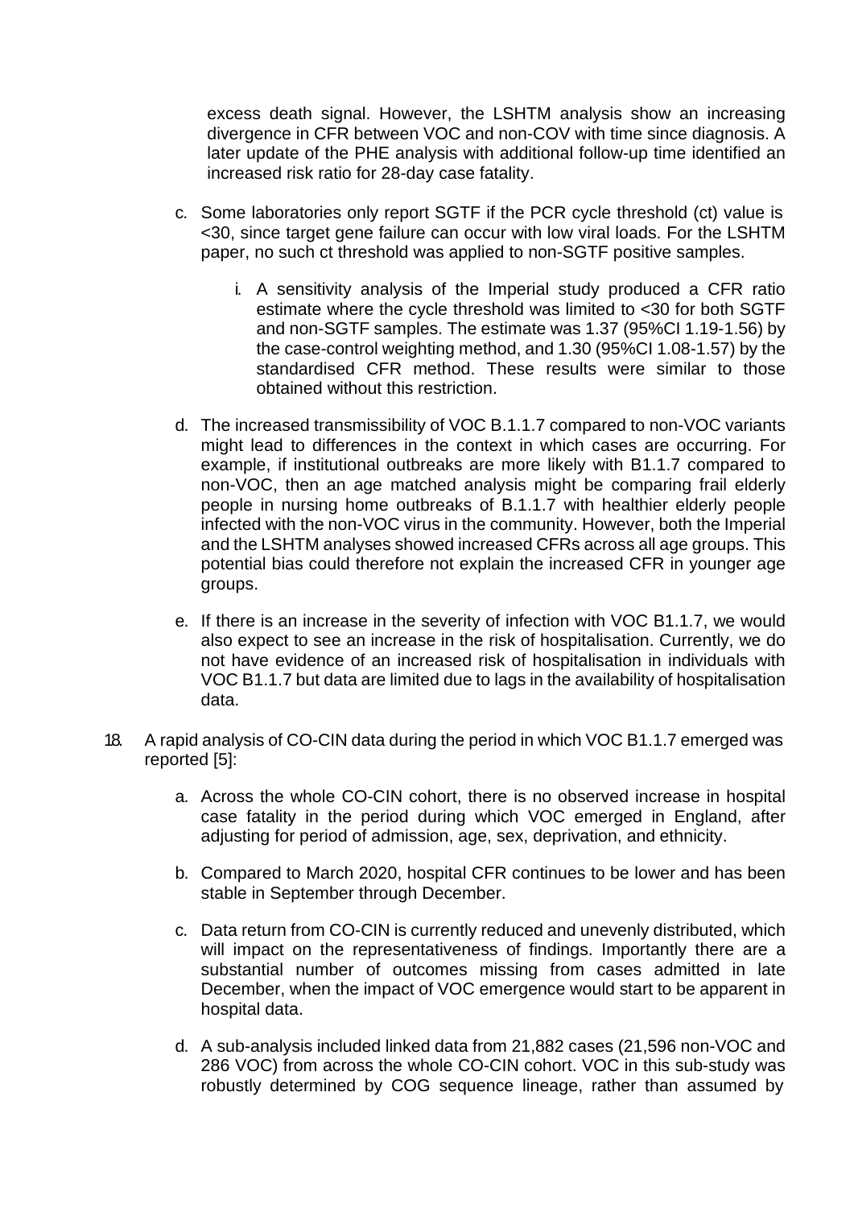excess death signal. However, the LSHTM analysis show an increasing divergence in CFR between VOC and non-COV with time since diagnosis. A later update of the PHE analysis with additional follow-up time identified an increased risk ratio for 28-day case fatality.

c. Some laboratories only report SGTF if the PCR cycle threshold (ct) value is <30, since target gene failure can occur with low viral loads. For the LSHTM paper, no such ct threshold was applied to non-SGTF positive samples.

    i. A sensitivity analysis of the Imperial study produced a CFR ratio estimate where the cycle threshold was limited to <30 for both SGTF and non-SGTF samples. The estimate was 1.37 (95%CI 1.19-1.56) by the case-control weighting method, and 1.30 (95%CI 1.08-1.57) by the standardised CFR method. These results were similar to those obtained without this restriction.

d. The increased transmissibility of VOC B.1.1.7 compared to non-VOC variants might lead to differences in the context in which cases are occurring. For example, if institutional outbreaks are more likely with B1.1.7 compared to non-VOC, then an age matched analysis might be comparing frail elderly people in nursing home outbreaks of B.1.1.7 with healthier elderly people infected with the non-VOC virus in the community. However, both the Imperial and the LSHTM analyses showed increased CFRs across all age groups. This potential bias could therefore not explain the increased CFR in younger age groups.

e. If there is an increase in the severity of infection with VOC B1.1.7, we would also expect to see an increase in the risk of hospitalisation. Currently, we do not have evidence of an increased risk of hospitalisation in individuals with VOC B1.1.7 but data are limited due to lags in the availability of hospitalisation data.

18. A rapid analysis of CO-CIN data during the period in which VOC B1.1.7 emerged was reported [5]:

    a. Across the whole CO-CIN cohort, there is no observed increase in hospital case fatality in the period during which VOC emerged in England, after adjusting for period of admission, age, sex, deprivation, and ethnicity.

    b. Compared to March 2020, hospital CFR continues to be lower and has been stable in September through December.

    c. Data return from CO-CIN is currently reduced and unevenly distributed, which will impact on the representativeness of findings. Importantly there are a substantial number of outcomes missing from cases admitted in late December, when the impact of VOC emergence would start to be apparent in hospital data.

    d. A sub-analysis included linked data from 21,882 cases (21,596 non-VOC and 286 VOC) from across the whole CO-CIN cohort. VOC in this sub-study was robustly determined by COG sequence lineage, rather than assumed by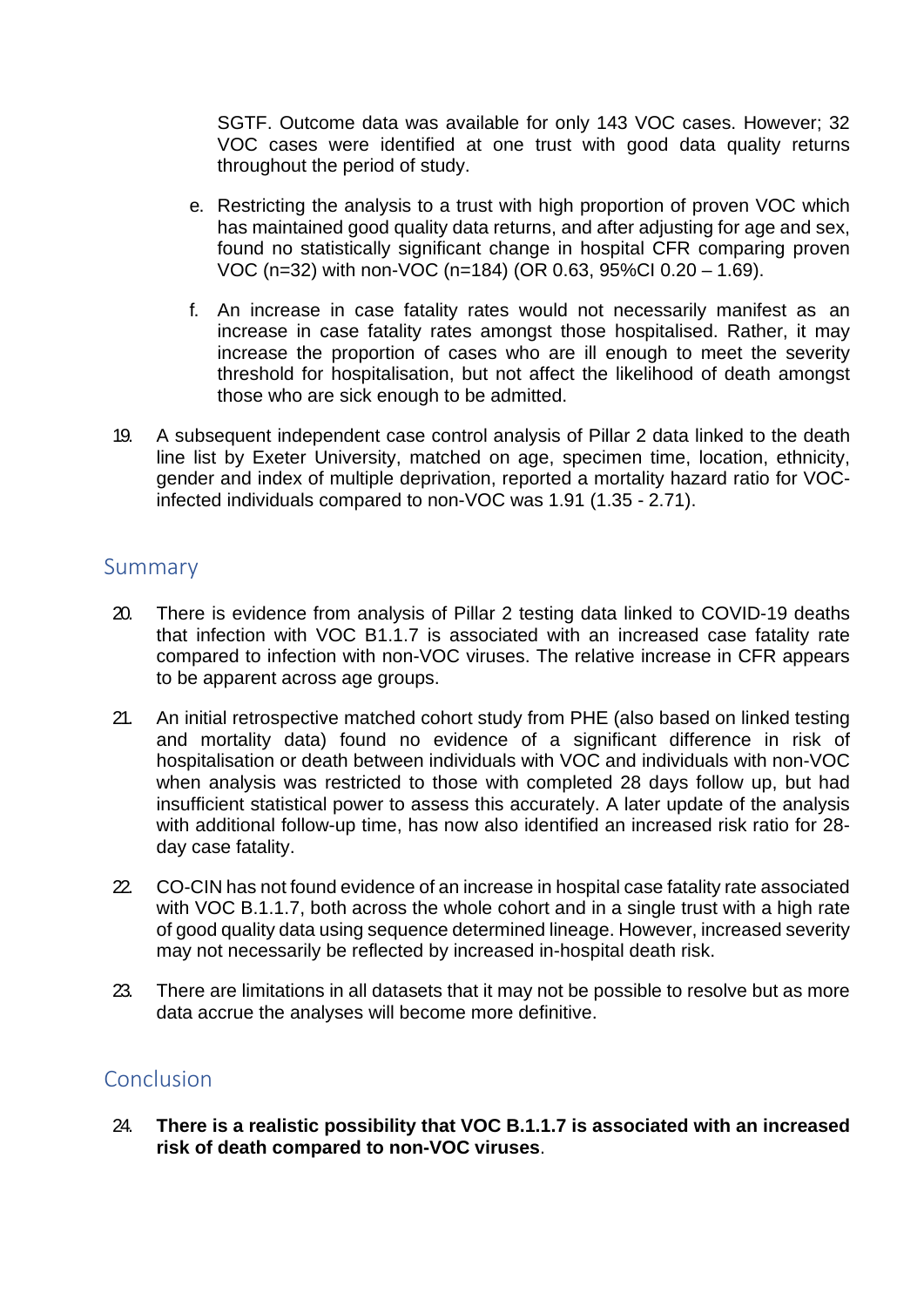SGTF. Outcome data was available for only 143 VOC cases. However; 32 VOC cases were identified at one trust with good data quality returns throughout the period of study.

e. Restricting the analysis to a trust with high proportion of proven VOC which has maintained good quality data returns, and after adjusting for age and sex, found no statistically significant change in hospital CFR comparing proven VOC (n=32) with non-VOC (n=184) (OR 0.63, 95%CI 0.20 – 1.69).

f. An increase in case fatality rates would not necessarily manifest as an increase in case fatality rates amongst those hospitalised. Rather, it may increase the proportion of cases who are ill enough to meet the severity threshold for hospitalisation, but not affect the likelihood of death amongst those who are sick enough to be admitted.

19. A subsequent independent case control analysis of Pillar 2 data linked to the death line list by Exeter University, matched on age, specimen time, location, ethnicity, gender and index of multiple deprivation, reported a mortality hazard ratio for VOC-infected individuals compared to non-VOC was 1.91 (1.35 - 2.71).

## Summary

20. There is evidence from analysis of Pillar 2 testing data linked to COVID-19 deaths that infection with VOC B1.1.7 is associated with an increased case fatality rate compared to infection with non-VOC viruses. The relative increase in CFR appears to be apparent across age groups.

21. An initial retrospective matched cohort study from PHE (also based on linked testing and mortality data) found no evidence of a significant difference in risk of hospitalisation or death between individuals with VOC and individuals with non-VOC when analysis was restricted to those with completed 28 days follow up, but had insufficient statistical power to assess this accurately. A later update of the analysis with additional follow-up time, has now also identified an increased risk ratio for 28-day case fatality.

22. CO-CIN has not found evidence of an increase in hospital case fatality rate associated with VOC B.1.1.7, both across the whole cohort and in a single trust with a high rate of good quality data using sequence determined lineage. However, increased severity may not necessarily be reflected by increased in-hospital death risk.

23. There are limitations in all datasets that it may not be possible to resolve but as more data accrue the analyses will become more definitive.

## Conclusion

24. **There is a realistic possibility that VOC B.1.1.7 is associated with an increased risk of death compared to non-VOC viruses**.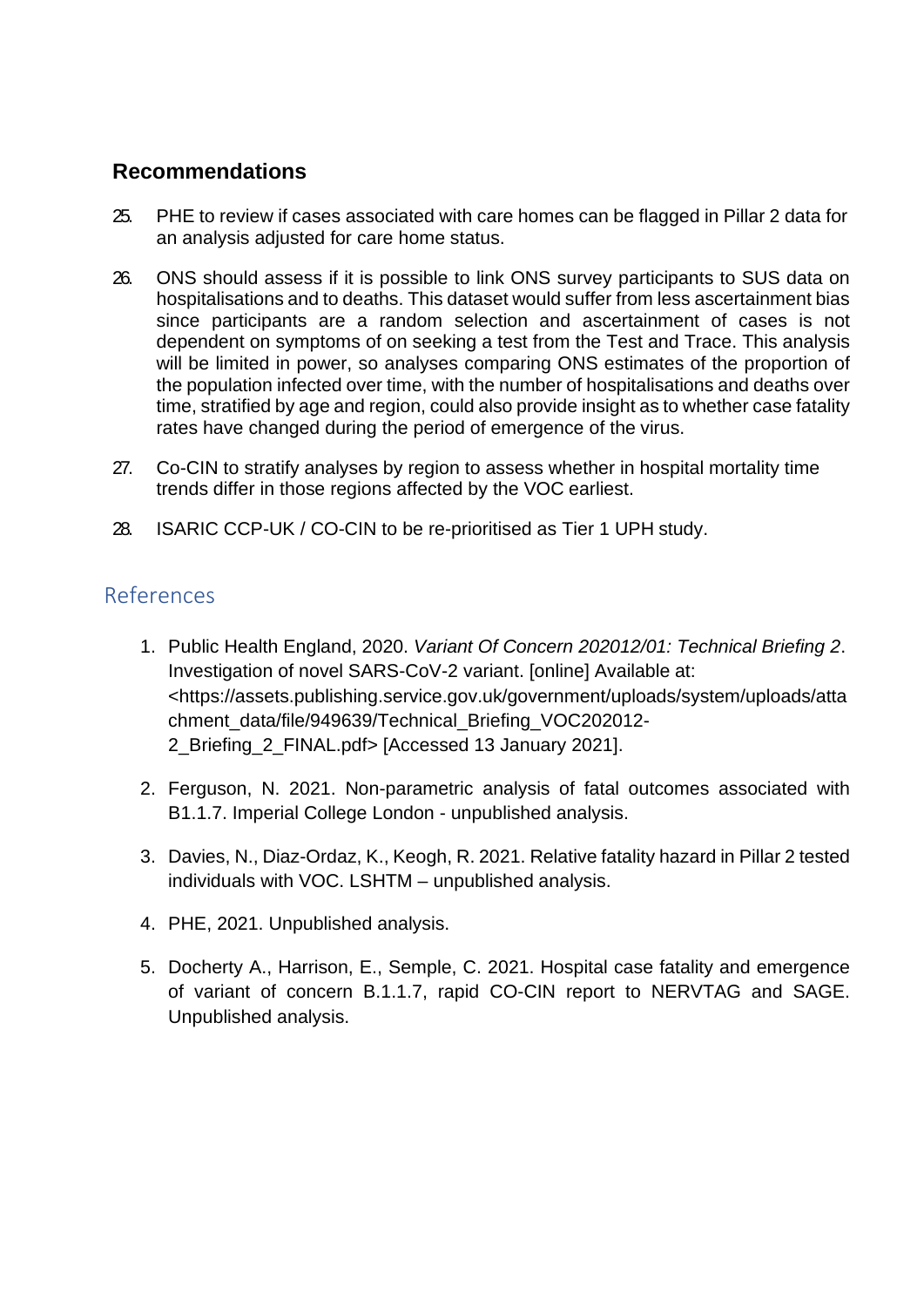## Recommendations

25. PHE to review if cases associated with care homes can be flagged in Pillar 2 data for an analysis adjusted for care home status.

26. ONS should assess if it is possible to link ONS survey participants to SUS data on hospitalisations and to deaths. This dataset would suffer from less ascertainment bias since participants are a random selection and ascertainment of cases is not dependent on symptoms of on seeking a test from the Test and Trace. This analysis will be limited in power, so analyses comparing ONS estimates of the proportion of the population infected over time, with the number of hospitalisations and deaths over time, stratified by age and region, could also provide insight as to whether case fatality rates have changed during the period of emergence of the virus.

27. Co-CIN to stratify analyses by region to assess whether in hospital mortality time trends differ in those regions affected by the VOC earliest.

28. ISARIC CCP-UK / CO-CIN to be re-prioritised as Tier 1 UPH study.

## References

1. Public Health England, 2020. *Variant Of Concern 202012/01: Technical Briefing 2*. Investigation of novel SARS-CoV-2 variant. [online] Available at: <https://assets.publishing.service.gov.uk/government/uploads/system/uploads/attachment_data/file/949639/Technical_Briefing_VOC202012-2_Briefing_2_FINAL.pdf> [Accessed 13 January 2021].

2. Ferguson, N. 2021. Non-parametric analysis of fatal outcomes associated with B1.1.7. Imperial College London - unpublished analysis.

3. Davies, N., Diaz-Ordaz, K., Keogh, R. 2021. Relative fatality hazard in Pillar 2 tested individuals with VOC. LSHTM – unpublished analysis.

4. PHE, 2021. Unpublished analysis.

5. Docherty A., Harrison, E., Semple, C. 2021. Hospital case fatality and emergence of variant of concern B.1.1.7, rapid CO-CIN report to NERVTAG and SAGE. Unpublished analysis.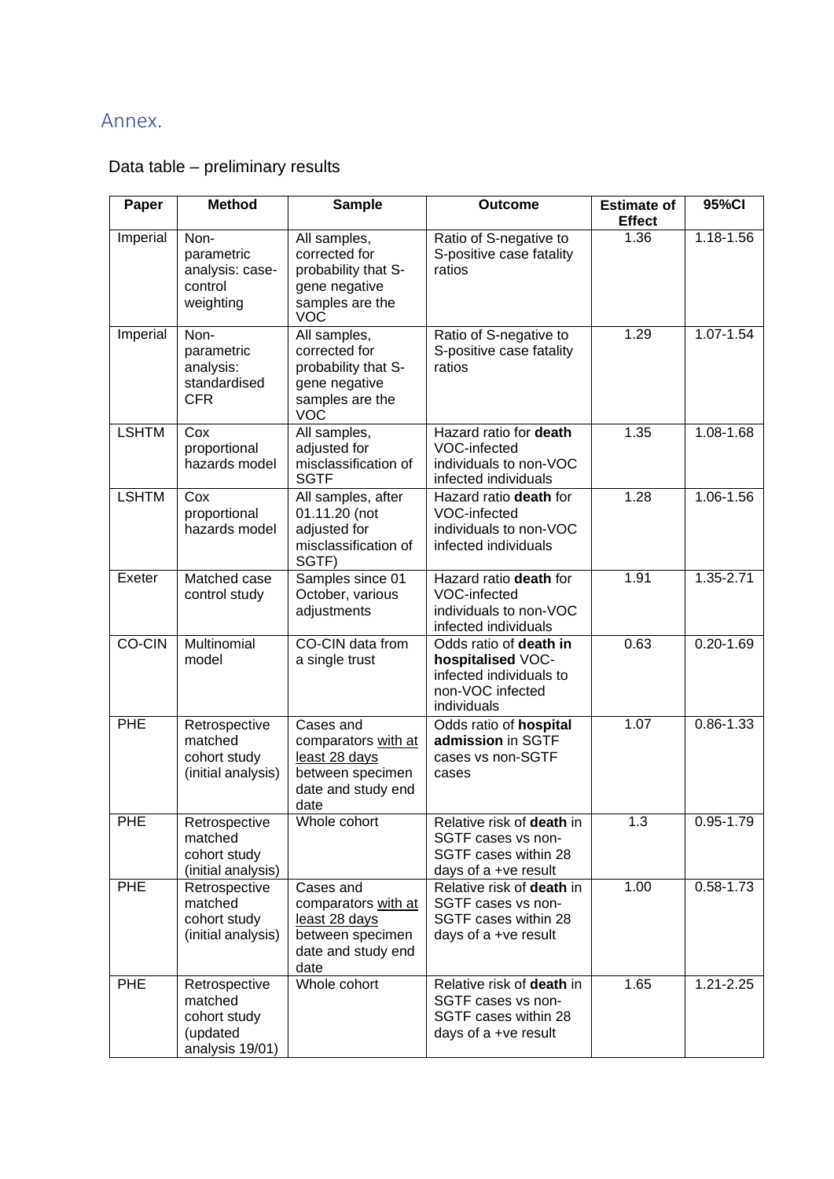# Annex.

## Data table – preliminary results

| Paper | Method | Sample | Outcome | Estimate of Effect | 95%CI |
|---|---|---|---|---|---|
| Imperial | Non-parametric analysis: case-control weighting | All samples, corrected for probability that S-gene negative samples are the VOC | Ratio of S-negative to S-positive case fatality ratios | 1.36 | 1.18-1.56 |
| Imperial | Non-parametric analysis: standardised CFR | All samples, corrected for probability that S-gene negative samples are the VOC | Ratio of S-negative to S-positive case fatality ratios | 1.29 | 1.07-1.54 |
| LSHTM | Cox proportional hazards model | All samples, adjusted for misclassification of SGTF | Hazard ratio for **death** VOC-infected individuals to non-VOC infected individuals | 1.35 | 1.08-1.68 |
| LSHTM | Cox proportional hazards model | All samples, after 01.11.20 (not adjusted for misclassification of SGTF) | Hazard ratio **death** for VOC-infected individuals to non-VOC infected individuals | 1.28 | 1.06-1.56 |
| Exeter | Matched case control study | Samples since 01 October, various adjustments | Hazard ratio **death** for VOC-infected individuals to non-VOC infected individuals | 1.91 | 1.35-2.71 |
| CO-CIN | Multinomial model | CO-CIN data from a single trust | Odds ratio of **death in hospitalised** VOC-infected individuals to non-VOC infected individuals | 0.63 | 0.20-1.69 |
| PHE | Retrospective matched cohort study (initial analysis) | Cases and comparators <u>with at least 28 days</u> between specimen date and study end date | Odds ratio of **hospital admission** in SGTF cases vs non-SGTF cases | 1.07 | 0.86-1.33 |
| PHE | Retrospective matched cohort study (initial analysis) | Whole cohort | Relative risk of **death** in SGTF cases vs non-SGTF cases within 28 days of a +ve result | 1.3 | 0.95-1.79 |
| PHE | Retrospective matched cohort study (initial analysis) | Cases and comparators <u>with at least 28 days</u> between specimen date and study end date | Relative risk of **death** in SGTF cases vs non-SGTF cases within 28 days of a +ve result | 1.00 | 0.58-1.73 |
| PHE | Retrospective matched cohort study (updated analysis 19/01) | Whole cohort | Relative risk of **death** in SGTF cases vs non-SGTF cases within 28 days of a +ve result | 1.65 | 1.21-2.25 |